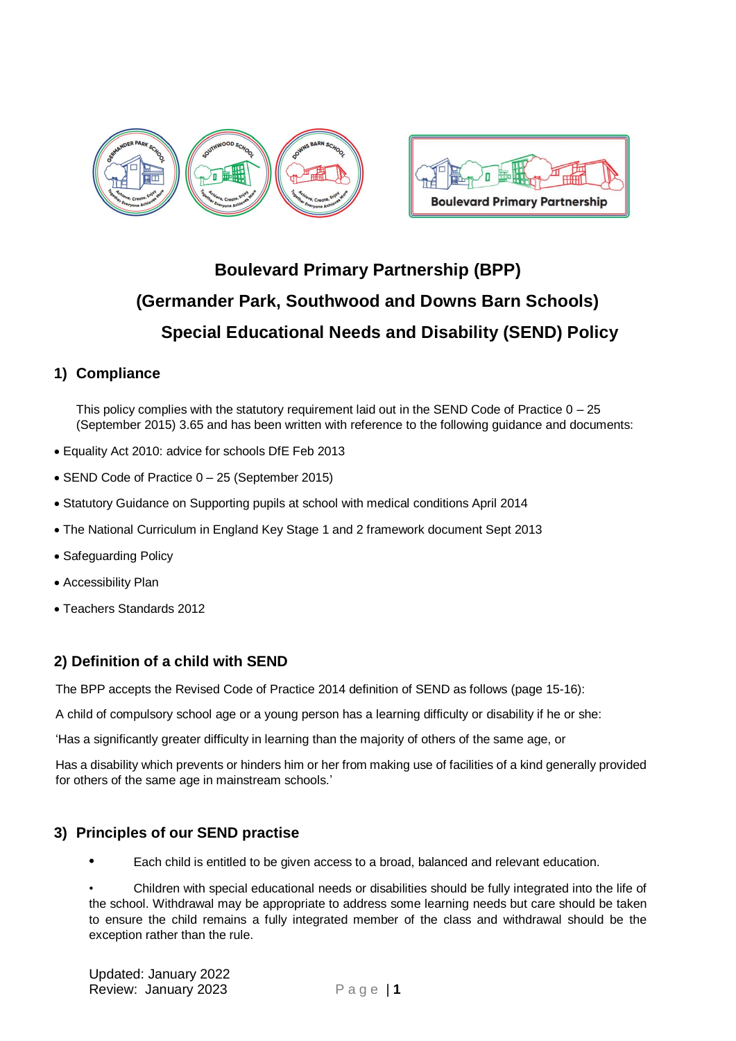# Boulevard Primary Partnership (BPP)

# (Germander Park, Southwood and Downs Barn Schools)

# Special Educational Needs and Disability (SEND) Policy

## 1) Compliance

This policy complies with the statutory requirement laid out in the SEND Code of Practice 0 – 25 (September 2015) 3.65 and has been written with reference to the following guidance and documents:

- Equality Act 2010: advice for schools DfE Feb 2013
- SEND Code of Practice 0 – 25 (September 2015)
- Statutory Guidance on Supporting pupils at school with medical conditions April 2014
- The National Curriculum in England Key Stage 1 and 2 framework document Sept 2013
- Safeguarding Policy
- Accessibility Plan
- Teachers Standards 2012

## 2) Definition of a child with SEND

The BPP accepts the Revised Code of Practice 2014 definition of SEND as follows (page 15-16):

A child of compulsory school age or a young person has a learning difficulty or disability if he or she:

'Has a significantly greater difficulty in learning than the majority of others of the same age, or

Has a disability which prevents or hinders him or her from making use of facilities of a kind generally provided for others of the same age in mainstream schools.'

## 3) Principles of our SEND practise

- Each child is entitled to be given access to a broad, balanced and relevant education.
- Children with special educational needs or disabilities should be fully integrated into the life of the school. Withdrawal may be appropriate to address some learning needs but care should be taken to ensure the child remains a fully integrated member of the class and withdrawal should be the exception rather than the rule.

Updated: January 2022
Review: January 2023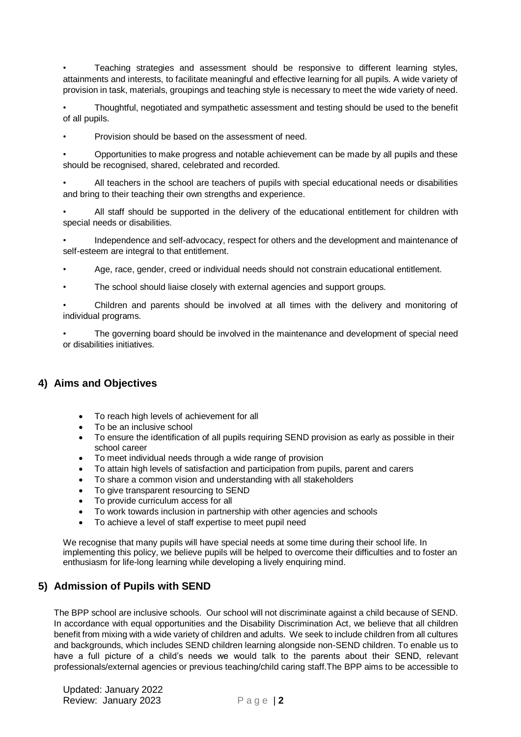- Teaching strategies and assessment should be responsive to different learning styles, attainments and interests, to facilitate meaningful and effective learning for all pupils. A wide variety of provision in task, materials, groupings and teaching style is necessary to meet the wide variety of need.
- Thoughtful, negotiated and sympathetic assessment and testing should be used to the benefit of all pupils.
- Provision should be based on the assessment of need.
- Opportunities to make progress and notable achievement can be made by all pupils and these should be recognised, shared, celebrated and recorded.
- All teachers in the school are teachers of pupils with special educational needs or disabilities and bring to their teaching their own strengths and experience.
- All staff should be supported in the delivery of the educational entitlement for children with special needs or disabilities.
- Independence and self-advocacy, respect for others and the development and maintenance of self-esteem are integral to that entitlement.
- Age, race, gender, creed or individual needs should not constrain educational entitlement.
- The school should liaise closely with external agencies and support groups.
- Children and parents should be involved at all times with the delivery and monitoring of individual programs.
- The governing board should be involved in the maintenance and development of special need or disabilities initiatives.

## 4) Aims and Objectives

- To reach high levels of achievement for all
- To be an inclusive school
- To ensure the identification of all pupils requiring SEND provision as early as possible in their school career
- To meet individual needs through a wide range of provision
- To attain high levels of satisfaction and participation from pupils, parent and carers
- To share a common vision and understanding with all stakeholders
- To give transparent resourcing to SEND
- To provide curriculum access for all
- To work towards inclusion in partnership with other agencies and schools
- To achieve a level of staff expertise to meet pupil need

We recognise that many pupils will have special needs at some time during their school life. In implementing this policy, we believe pupils will be helped to overcome their difficulties and to foster an enthusiasm for life-long learning while developing a lively enquiring mind.

## 5) Admission of Pupils with SEND

The BPP school are inclusive schools. Our school will not discriminate against a child because of SEND. In accordance with equal opportunities and the Disability Discrimination Act, we believe that all children benefit from mixing with a wide variety of children and adults. We seek to include children from all cultures and backgrounds, which includes SEND children learning alongside non-SEND children. To enable us to have a full picture of a child's needs we would talk to the parents about their SEND, relevant professionals/external agencies or previous teaching/child caring staff.The BPP aims to be accessible to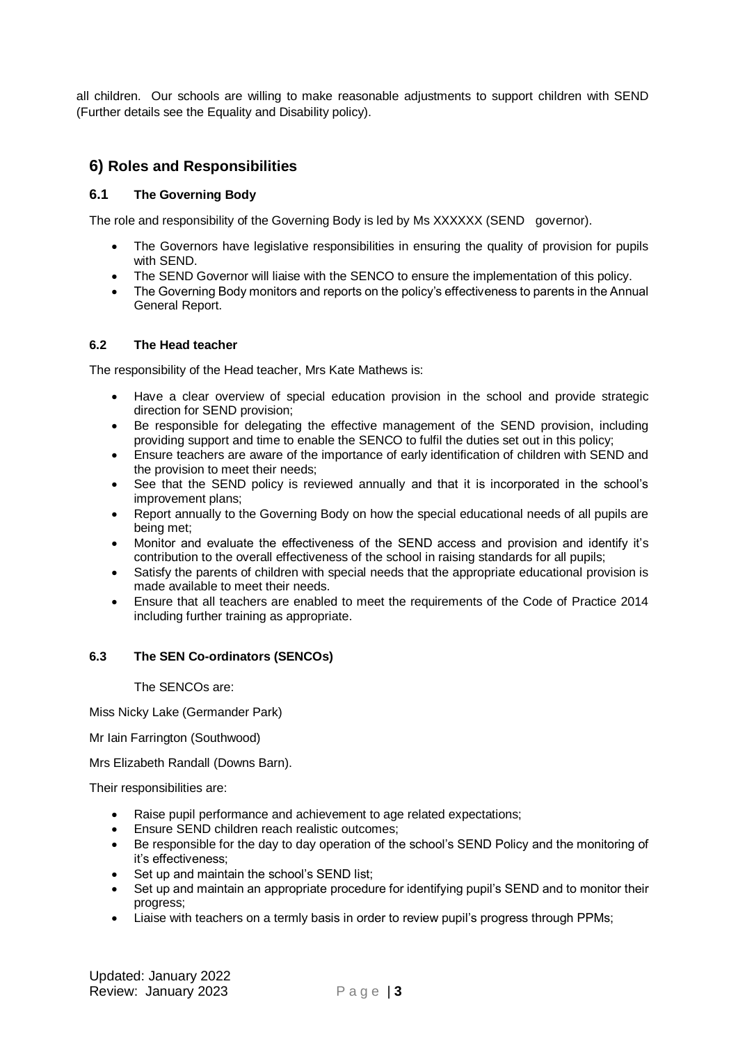all children. Our schools are willing to make reasonable adjustments to support children with SEND (Further details see the Equality and Disability policy).

## 6) Roles and Responsibilities

### 6.1 The Governing Body

The role and responsibility of the Governing Body is led by Ms XXXXXX (SEND governor).

- The Governors have legislative responsibilities in ensuring the quality of provision for pupils with SEND.
- The SEND Governor will liaise with the SENCO to ensure the implementation of this policy.
- The Governing Body monitors and reports on the policy's effectiveness to parents in the Annual General Report.

### 6.2 The Head teacher

The responsibility of the Head teacher, Mrs Kate Mathews is:

- Have a clear overview of special education provision in the school and provide strategic direction for SEND provision;
- Be responsible for delegating the effective management of the SEND provision, including providing support and time to enable the SENCO to fulfil the duties set out in this policy;
- Ensure teachers are aware of the importance of early identification of children with SEND and the provision to meet their needs;
- See that the SEND policy is reviewed annually and that it is incorporated in the school's improvement plans;
- Report annually to the Governing Body on how the special educational needs of all pupils are being met;
- Monitor and evaluate the effectiveness of the SEND access and provision and identify it's contribution to the overall effectiveness of the school in raising standards for all pupils;
- Satisfy the parents of children with special needs that the appropriate educational provision is made available to meet their needs.
- Ensure that all teachers are enabled to meet the requirements of the Code of Practice 2014 including further training as appropriate.

### 6.3 The SEN Co-ordinators (SENCOs)

The SENCOs are:

Miss Nicky Lake (Germander Park)

Mr Iain Farrington (Southwood)

Mrs Elizabeth Randall (Downs Barn).

Their responsibilities are:

- Raise pupil performance and achievement to age related expectations;
- Ensure SEND children reach realistic outcomes;
- Be responsible for the day to day operation of the school's SEND Policy and the monitoring of it's effectiveness;
- Set up and maintain the school's SEND list;
- Set up and maintain an appropriate procedure for identifying pupil's SEND and to monitor their progress;
- Liaise with teachers on a termly basis in order to review pupil's progress through PPMs;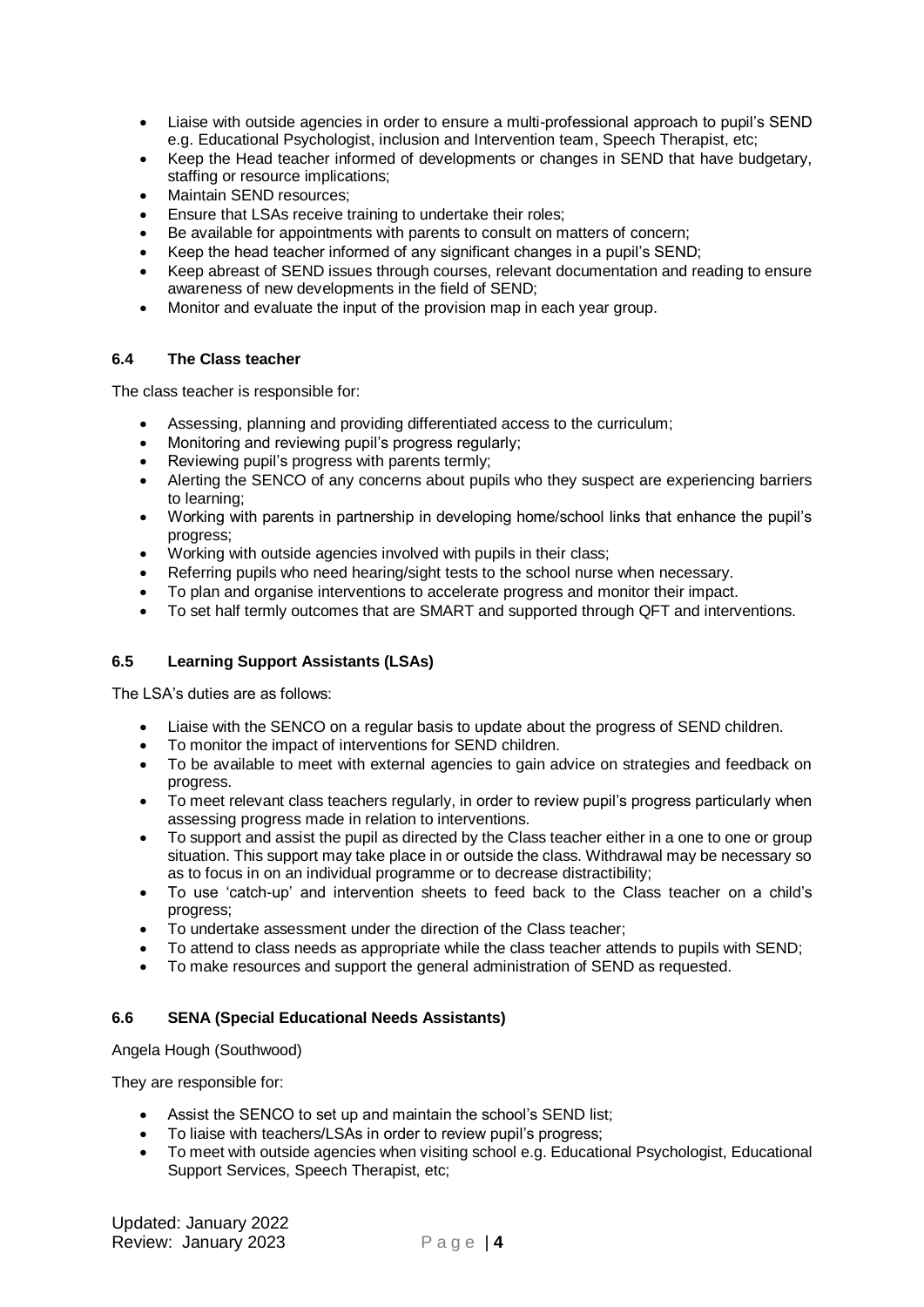- Liaise with outside agencies in order to ensure a multi-professional approach to pupil's SEND e.g. Educational Psychologist, inclusion and Intervention team, Speech Therapist, etc;
- Keep the Head teacher informed of developments or changes in SEND that have budgetary, staffing or resource implications;
- Maintain SEND resources;
- Ensure that LSAs receive training to undertake their roles;
- Be available for appointments with parents to consult on matters of concern;
- Keep the head teacher informed of any significant changes in a pupil's SEND;
- Keep abreast of SEND issues through courses, relevant documentation and reading to ensure awareness of new developments in the field of SEND;
- Monitor and evaluate the input of the provision map in each year group.

### 6.4 The Class teacher

The class teacher is responsible for:

- Assessing, planning and providing differentiated access to the curriculum;
- Monitoring and reviewing pupil's progress regularly;
- Reviewing pupil's progress with parents termly;
- Alerting the SENCO of any concerns about pupils who they suspect are experiencing barriers to learning;
- Working with parents in partnership in developing home/school links that enhance the pupil's progress;
- Working with outside agencies involved with pupils in their class;
- Referring pupils who need hearing/sight tests to the school nurse when necessary.
- To plan and organise interventions to accelerate progress and monitor their impact.
- To set half termly outcomes that are SMART and supported through QFT and interventions.

### 6.5 Learning Support Assistants (LSAs)

The LSA's duties are as follows:

- Liaise with the SENCO on a regular basis to update about the progress of SEND children.
- To monitor the impact of interventions for SEND children.
- To be available to meet with external agencies to gain advice on strategies and feedback on progress.
- To meet relevant class teachers regularly, in order to review pupil's progress particularly when assessing progress made in relation to interventions.
- To support and assist the pupil as directed by the Class teacher either in a one to one or group situation. This support may take place in or outside the class. Withdrawal may be necessary so as to focus in on an individual programme or to decrease distractibility;
- To use 'catch-up' and intervention sheets to feed back to the Class teacher on a child's progress;
- To undertake assessment under the direction of the Class teacher;
- To attend to class needs as appropriate while the class teacher attends to pupils with SEND;
- To make resources and support the general administration of SEND as requested.

### 6.6 SENA (Special Educational Needs Assistants)

Angela Hough (Southwood)

They are responsible for:

- Assist the SENCO to set up and maintain the school's SEND list;
- To liaise with teachers/LSAs in order to review pupil's progress;
- To meet with outside agencies when visiting school e.g. Educational Psychologist, Educational Support Services, Speech Therapist, etc;

Updated: January 2022
Review: January 2023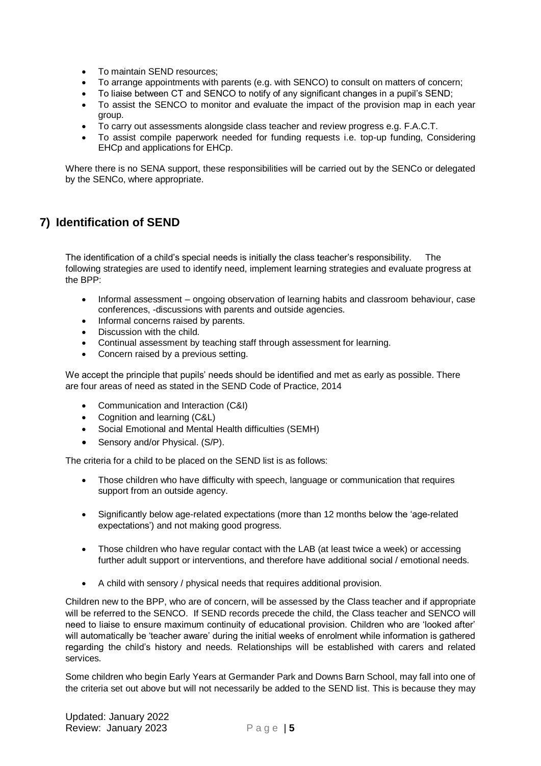- To maintain SEND resources;
- To arrange appointments with parents (e.g. with SENCO) to consult on matters of concern;
- To liaise between CT and SENCO to notify of any significant changes in a pupil's SEND;
- To assist the SENCO to monitor and evaluate the impact of the provision map in each year group.
- To carry out assessments alongside class teacher and review progress e.g. F.A.C.T.
- To assist compile paperwork needed for funding requests i.e. top-up funding, Considering EHCp and applications for EHCp.

Where there is no SENA support, these responsibilities will be carried out by the SENCo or delegated by the SENCo, where appropriate.

## 7) Identification of SEND

The identification of a child's special needs is initially the class teacher's responsibility. The following strategies are used to identify need, implement learning strategies and evaluate progress at the BPP:

- Informal assessment – ongoing observation of learning habits and classroom behaviour, case conferences, -discussions with parents and outside agencies.
- Informal concerns raised by parents.
- Discussion with the child.
- Continual assessment by teaching staff through assessment for learning.
- Concern raised by a previous setting.

We accept the principle that pupils' needs should be identified and met as early as possible. There are four areas of need as stated in the SEND Code of Practice, 2014

- Communication and Interaction (C&I)
- Cognition and learning (C&L)
- Social Emotional and Mental Health difficulties (SEMH)
- Sensory and/or Physical. (S/P).

The criteria for a child to be placed on the SEND list is as follows:

- Those children who have difficulty with speech, language or communication that requires support from an outside agency.
- Significantly below age-related expectations (more than 12 months below the 'age-related expectations') and not making good progress.
- Those children who have regular contact with the LAB (at least twice a week) or accessing further adult support or interventions, and therefore have additional social / emotional needs.
- A child with sensory / physical needs that requires additional provision.

Children new to the BPP, who are of concern, will be assessed by the Class teacher and if appropriate will be referred to the SENCO. If SEND records precede the child, the Class teacher and SENCO will need to liaise to ensure maximum continuity of educational provision. Children who are 'looked after' will automatically be 'teacher aware' during the initial weeks of enrolment while information is gathered regarding the child's history and needs. Relationships will be established with carers and related services.

Some children who begin Early Years at Germander Park and Downs Barn School, may fall into one of the criteria set out above but will not necessarily be added to the SEND list. This is because they may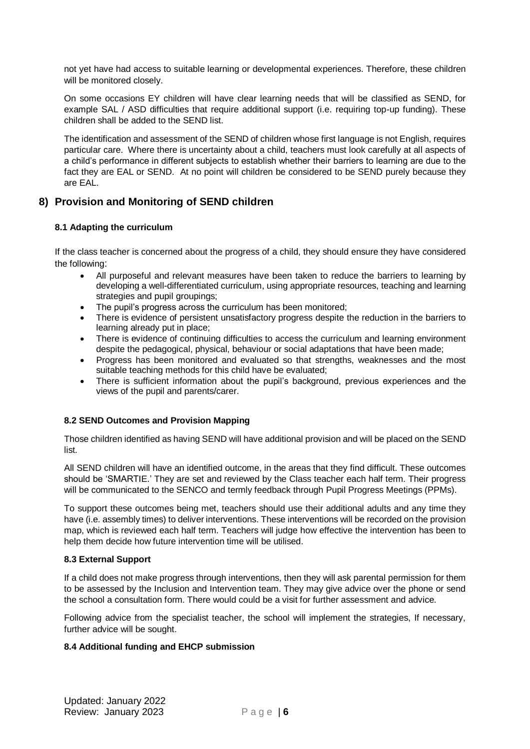not yet have had access to suitable learning or developmental experiences. Therefore, these children will be monitored closely.

On some occasions EY children will have clear learning needs that will be classified as SEND, for example SAL / ASD difficulties that require additional support (i.e. requiring top-up funding). These children shall be added to the SEND list.

The identification and assessment of the SEND of children whose first language is not English, requires particular care. Where there is uncertainty about a child, teachers must look carefully at all aspects of a child's performance in different subjects to establish whether their barriers to learning are due to the fact they are EAL or SEND. At no point will children be considered to be SEND purely because they are EAL.

## 8) Provision and Monitoring of SEND children

### 8.1 Adapting the curriculum

If the class teacher is concerned about the progress of a child, they should ensure they have considered the following:

- All purposeful and relevant measures have been taken to reduce the barriers to learning by developing a well-differentiated curriculum, using appropriate resources, teaching and learning strategies and pupil groupings;
- The pupil's progress across the curriculum has been monitored;
- There is evidence of persistent unsatisfactory progress despite the reduction in the barriers to learning already put in place;
- There is evidence of continuing difficulties to access the curriculum and learning environment despite the pedagogical, physical, behaviour or social adaptations that have been made;
- Progress has been monitored and evaluated so that strengths, weaknesses and the most suitable teaching methods for this child have be evaluated;
- There is sufficient information about the pupil's background, previous experiences and the views of the pupil and parents/carer.

### 8.2 SEND Outcomes and Provision Mapping

Those children identified as having SEND will have additional provision and will be placed on the SEND list.

All SEND children will have an identified outcome, in the areas that they find difficult. These outcomes should be 'SMARTIE.' They are set and reviewed by the Class teacher each half term. Their progress will be communicated to the SENCO and termly feedback through Pupil Progress Meetings (PPMs).

To support these outcomes being met, teachers should use their additional adults and any time they have (i.e. assembly times) to deliver interventions. These interventions will be recorded on the provision map, which is reviewed each half term. Teachers will judge how effective the intervention has been to help them decide how future intervention time will be utilised.

### 8.3 External Support

If a child does not make progress through interventions, then they will ask parental permission for them to be assessed by the Inclusion and Intervention team. They may give advice over the phone or send the school a consultation form. There would could be a visit for further assessment and advice.

Following advice from the specialist teacher, the school will implement the strategies, If necessary, further advice will be sought.

### 8.4 Additional funding and EHCP submission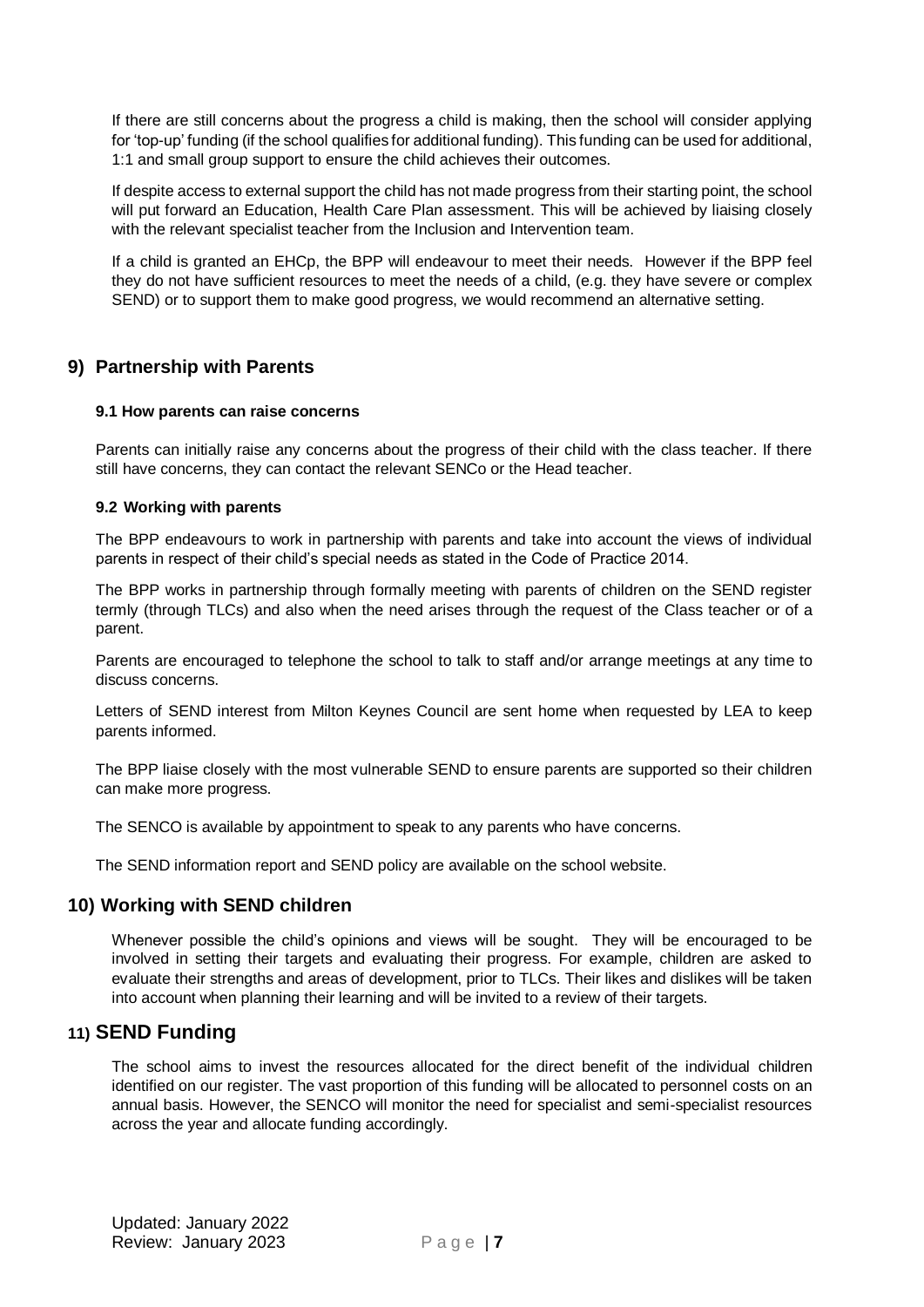If there are still concerns about the progress a child is making, then the school will consider applying for 'top-up' funding (if the school qualifies for additional funding). This funding can be used for additional, 1:1 and small group support to ensure the child achieves their outcomes.

If despite access to external support the child has not made progress from their starting point, the school will put forward an Education, Health Care Plan assessment. This will be achieved by liaising closely with the relevant specialist teacher from the Inclusion and Intervention team.

If a child is granted an EHCp, the BPP will endeavour to meet their needs. However if the BPP feel they do not have sufficient resources to meet the needs of a child, (e.g. they have severe or complex SEND) or to support them to make good progress, we would recommend an alternative setting.

## 9) Partnership with Parents

### 9.1 How parents can raise concerns

Parents can initially raise any concerns about the progress of their child with the class teacher. If there still have concerns, they can contact the relevant SENCo or the Head teacher.

### 9.2 Working with parents

The BPP endeavours to work in partnership with parents and take into account the views of individual parents in respect of their child's special needs as stated in the Code of Practice 2014.

The BPP works in partnership through formally meeting with parents of children on the SEND register termly (through TLCs) and also when the need arises through the request of the Class teacher or of a parent.

Parents are encouraged to telephone the school to talk to staff and/or arrange meetings at any time to discuss concerns.

Letters of SEND interest from Milton Keynes Council are sent home when requested by LEA to keep parents informed.

The BPP liaise closely with the most vulnerable SEND to ensure parents are supported so their children can make more progress.

The SENCO is available by appointment to speak to any parents who have concerns.

The SEND information report and SEND policy are available on the school website.

## 10) Working with SEND children

Whenever possible the child's opinions and views will be sought. They will be encouraged to be involved in setting their targets and evaluating their progress. For example, children are asked to evaluate their strengths and areas of development, prior to TLCs. Their likes and dislikes will be taken into account when planning their learning and will be invited to a review of their targets.

## 11) SEND Funding

The school aims to invest the resources allocated for the direct benefit of the individual children identified on our register. The vast proportion of this funding will be allocated to personnel costs on an annual basis. However, the SENCO will monitor the need for specialist and semi-specialist resources across the year and allocate funding accordingly.

Updated: January 2022
Review: January 2023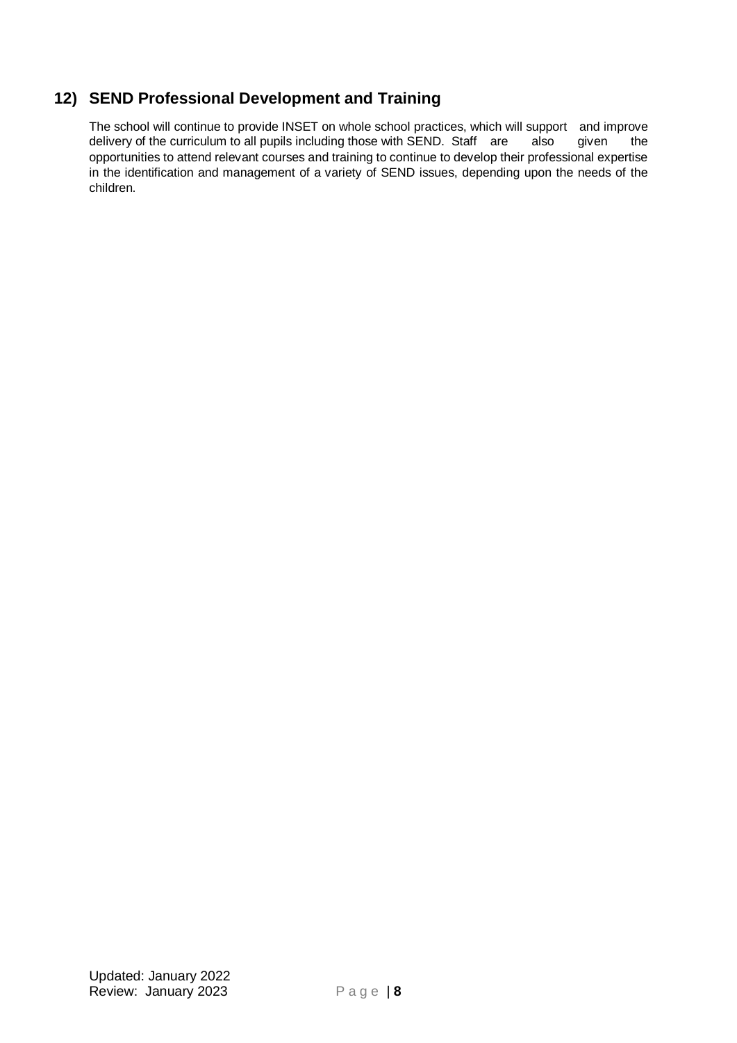## 12) SEND Professional Development and Training

The school will continue to provide INSET on whole school practices, which will support and improve delivery of the curriculum to all pupils including those with SEND. Staff are also given the opportunities to attend relevant courses and training to continue to develop their professional expertise in the identification and management of a variety of SEND issues, depending upon the needs of the children.

Updated: January 2022
Review: January 2023